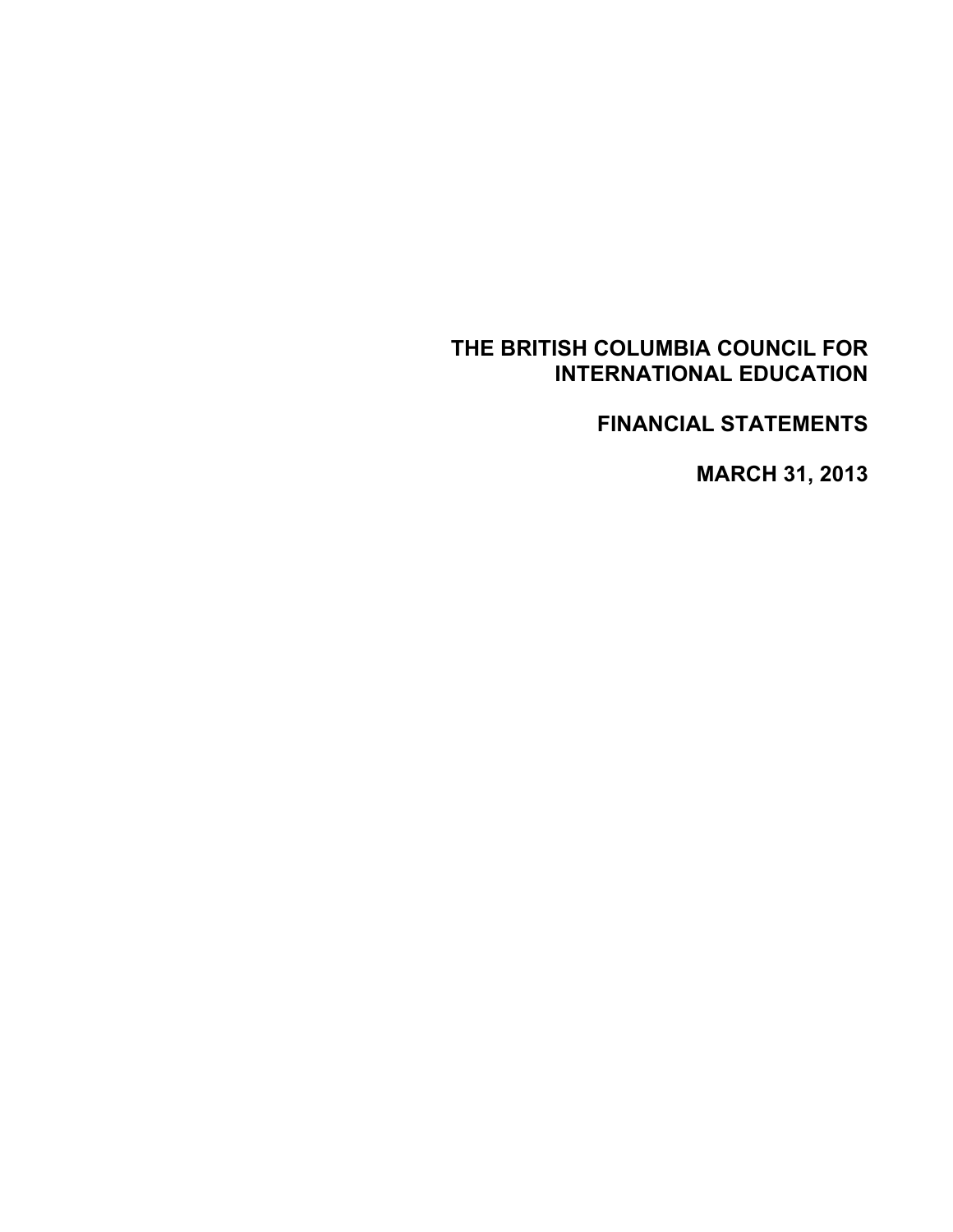# THE BRITISH COLUMBIA COUNCIL FOR INTERNATIONAL EDUCATION

## FINANCIAL STATEMENTS

## MARCH 31, 2013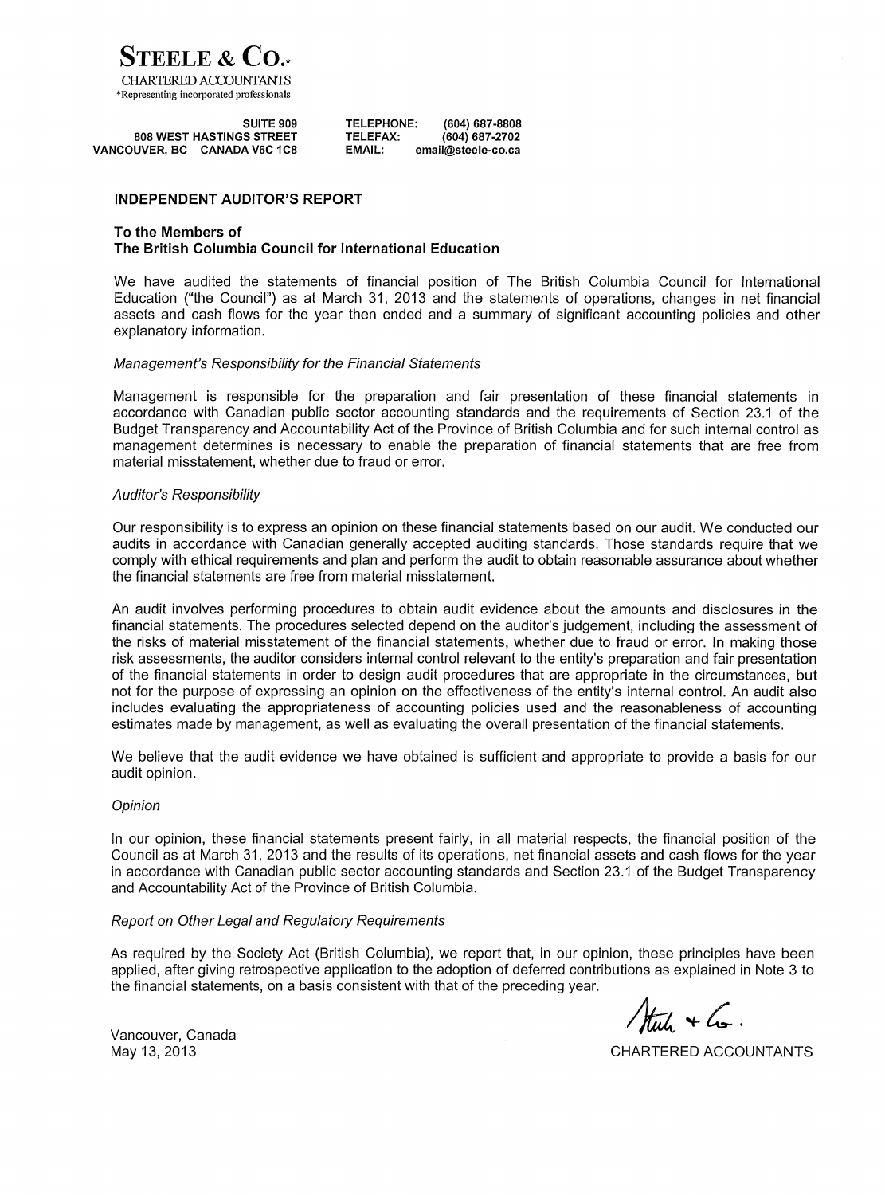**STEELE & CO.**\*

CHARTERED ACCOUNTANTS

\*Representing incorporated professionals

SUITE 909
808 WEST HASTINGS STREET
VANCOUVER, BC CANADA V6C 1C8

TELEPHONE: (604) 687-8808
TELEFAX: (604) 687-2702
EMAIL: email@steele-co.ca

## INDEPENDENT AUDITOR'S REPORT

**To the Members of**
**The British Columbia Council for International Education**

We have audited the statements of financial position of The British Columbia Council for International Education ("the Council") as at March 31, 2013 and the statements of operations, changes in net financial assets and cash flows for the year then ended and a summary of significant accounting policies and other explanatory information.

*Management's Responsibility for the Financial Statements*

Management is responsible for the preparation and fair presentation of these financial statements in accordance with Canadian public sector accounting standards and the requirements of Section 23.1 of the Budget Transparency and Accountability Act of the Province of British Columbia and for such internal control as management determines is necessary to enable the preparation of financial statements that are free from material misstatement, whether due to fraud or error.

*Auditor's Responsibility*

Our responsibility is to express an opinion on these financial statements based on our audit. We conducted our audits in accordance with Canadian generally accepted auditing standards. Those standards require that we comply with ethical requirements and plan and perform the audit to obtain reasonable assurance about whether the financial statements are free from material misstatement.

An audit involves performing procedures to obtain audit evidence about the amounts and disclosures in the financial statements. The procedures selected depend on the auditor's judgement, including the assessment of the risks of material misstatement of the financial statements, whether due to fraud or error. In making those risk assessments, the auditor considers internal control relevant to the entity's preparation and fair presentation of the financial statements in order to design audit procedures that are appropriate in the circumstances, but not for the purpose of expressing an opinion on the effectiveness of the entity's internal control. An audit also includes evaluating the appropriateness of accounting policies used and the reasonableness of accounting estimates made by management, as well as evaluating the overall presentation of the financial statements.

We believe that the audit evidence we have obtained is sufficient and appropriate to provide a basis for our audit opinion.

*Opinion*

In our opinion, these financial statements present fairly, in all material respects, the financial position of the Council as at March 31, 2013 and the results of its operations, net financial assets and cash flows for the year in accordance with Canadian public sector accounting standards and Section 23.1 of the Budget Transparency and Accountability Act of the Province of British Columbia.

*Report on Other Legal and Regulatory Requirements*

As required by the Society Act (British Columbia), we report that, in our opinion, these principles have been applied, after giving retrospective application to the adoption of deferred contributions as explained in Note 3 to the financial statements, on a basis consistent with that of the preceding year.

Steele & Co.

CHARTERED ACCOUNTANTS

Vancouver, Canada
May 13, 2013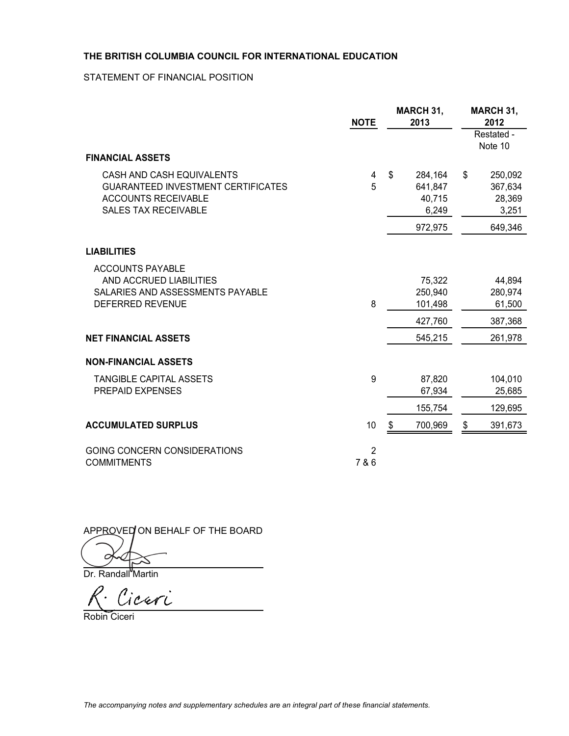**THE BRITISH COLUMBIA COUNCIL FOR INTERNATIONAL EDUCATION**

STATEMENT OF FINANCIAL POSITION

| | NOTE | MARCH 31, 2013 | MARCH 31, 2012 Restated - Note 10 |
|---|---|---|---|
| **FINANCIAL ASSETS** | | | |
| CASH AND CASH EQUIVALENTS | 4 | $ 284,164 | $ 250,092 |
| GUARANTEED INVESTMENT CERTIFICATES | 5 | 641,847 | 367,634 |
| ACCOUNTS RECEIVABLE | | 40,715 | 28,369 |
| SALES TAX RECEIVABLE | | 6,249 | 3,251 |
| | | 972,975 | 649,346 |
| **LIABILITIES** | | | |
| ACCOUNTS PAYABLE AND ACCRUED LIABILITIES | | 75,322 | 44,894 |
| SALARIES AND ASSESSMENTS PAYABLE | | 250,940 | 280,974 |
| DEFERRED REVENUE | 8 | 101,498 | 61,500 |
| | | 427,760 | 387,368 |
| **NET FINANCIAL ASSETS** | | 545,215 | 261,978 |
| **NON-FINANCIAL ASSETS** | | | |
| TANGIBLE CAPITAL ASSETS | 9 | 87,820 | 104,010 |
| PREPAID EXPENSES | | 67,934 | 25,685 |
| | | 155,754 | 129,695 |
| **ACCUMULATED SURPLUS** | 10 | $ 700,969 | $ 391,673 |

GOING CONCERN CONSIDERATIONS — 2
COMMITMENTS — 7 & 6

APPROVED ON BEHALF OF THE BOARD

Dr. Randall Martin

Robin Ciceri

*The accompanying notes and supplementary schedules are an integral part of these financial statements.*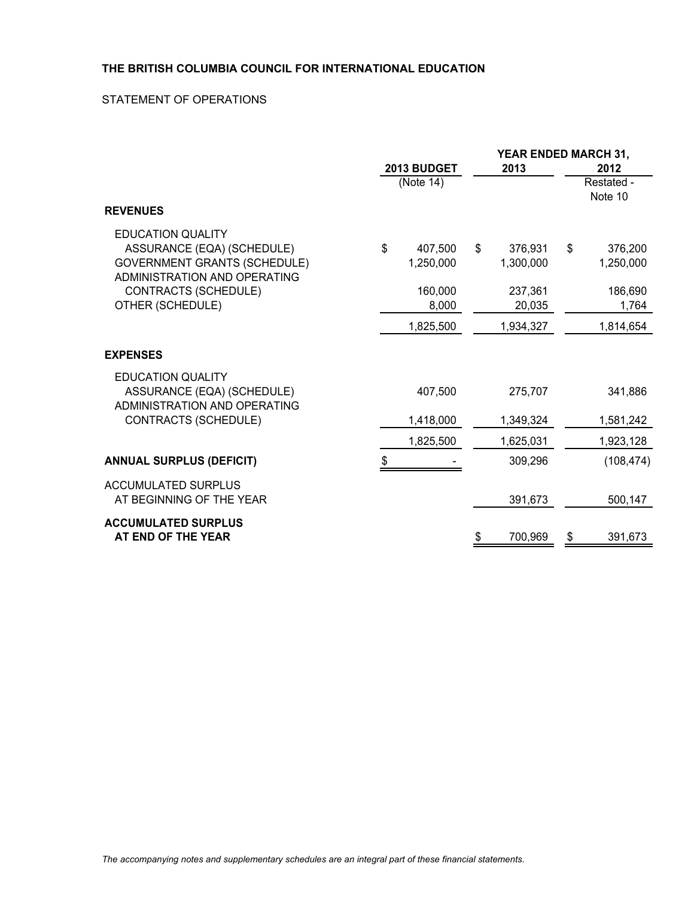**THE BRITISH COLUMBIA COUNCIL FOR INTERNATIONAL EDUCATION**

STATEMENT OF OPERATIONS

| | 2013 BUDGET | YEAR ENDED MARCH 31, 2013 | 2012 |
|---|---|---|---|
| | (Note 14) | | Restated - Note 10 |
| **REVENUES** | | | |
| EDUCATION QUALITY ASSURANCE (EQA) (SCHEDULE) | $ 407,500 | $ 376,931 | $ 376,200 |
| GOVERNMENT GRANTS (SCHEDULE) | 1,250,000 | 1,300,000 | 1,250,000 |
| ADMINISTRATION AND OPERATING CONTRACTS (SCHEDULE) | 160,000 | 237,361 | 186,690 |
| OTHER (SCHEDULE) | 8,000 | 20,035 | 1,764 |
| | 1,825,500 | 1,934,327 | 1,814,654 |
| **EXPENSES** | | | |
| EDUCATION QUALITY ASSURANCE (EQA) (SCHEDULE) | 407,500 | 275,707 | 341,886 |
| ADMINISTRATION AND OPERATING CONTRACTS (SCHEDULE) | 1,418,000 | 1,349,324 | 1,581,242 |
| | 1,825,500 | 1,625,031 | 1,923,128 |
| **ANNUAL SURPLUS (DEFICIT)** | $ - | 309,296 | (108,474) |
| ACCUMULATED SURPLUS AT BEGINNING OF THE YEAR | | 391,673 | 500,147 |
| **ACCUMULATED SURPLUS AT END OF THE YEAR** | | $ 700,969 | $ 391,673 |

*The accompanying notes and supplementary schedules are an integral part of these financial statements.*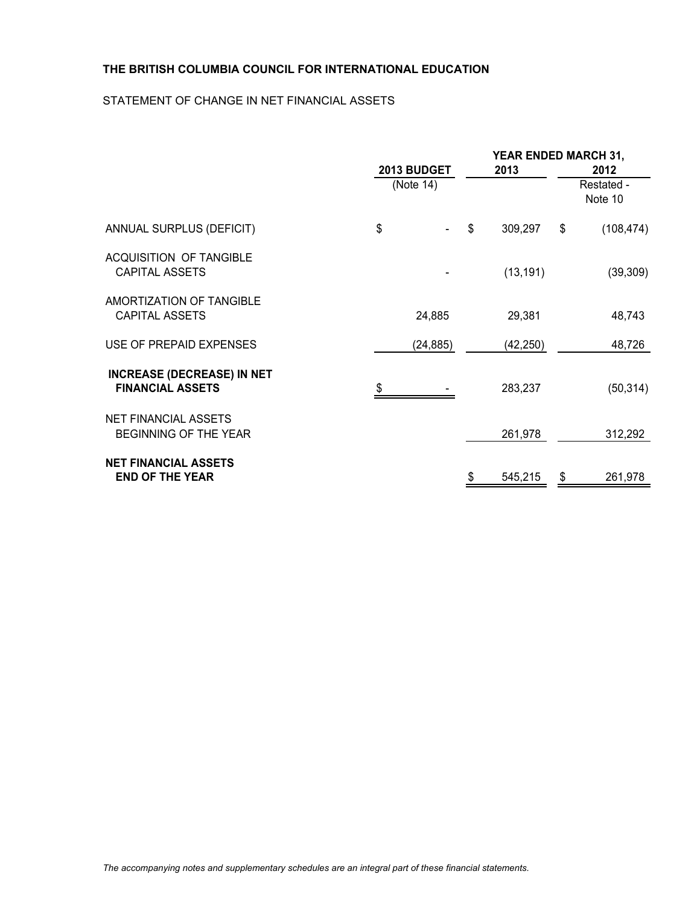**THE BRITISH COLUMBIA COUNCIL FOR INTERNATIONAL EDUCATION**

STATEMENT OF CHANGE IN NET FINANCIAL ASSETS

| | 2013 BUDGET (Note 14) | YEAR ENDED MARCH 31, 2013 | 2012 Restated - Note 10 |
|---|---|---|---|
| ANNUAL SURPLUS (DEFICIT) | $ - | $ 309,297 | $ (108,474) |
| ACQUISITION OF TANGIBLE CAPITAL ASSETS | - | (13,191) | (39,309) |
| AMORTIZATION OF TANGIBLE CAPITAL ASSETS | 24,885 | 29,381 | 48,743 |
| USE OF PREPAID EXPENSES | (24,885) | (42,250) | 48,726 |
| **INCREASE (DECREASE) IN NET FINANCIAL ASSETS** | $ - | 283,237 | (50,314) |
| NET FINANCIAL ASSETS BEGINNING OF THE YEAR | | 261,978 | 312,292 |
| **NET FINANCIAL ASSETS END OF THE YEAR** | | $ 545,215 | $ 261,978 |

*The accompanying notes and supplementary schedules are an integral part of these financial statements.*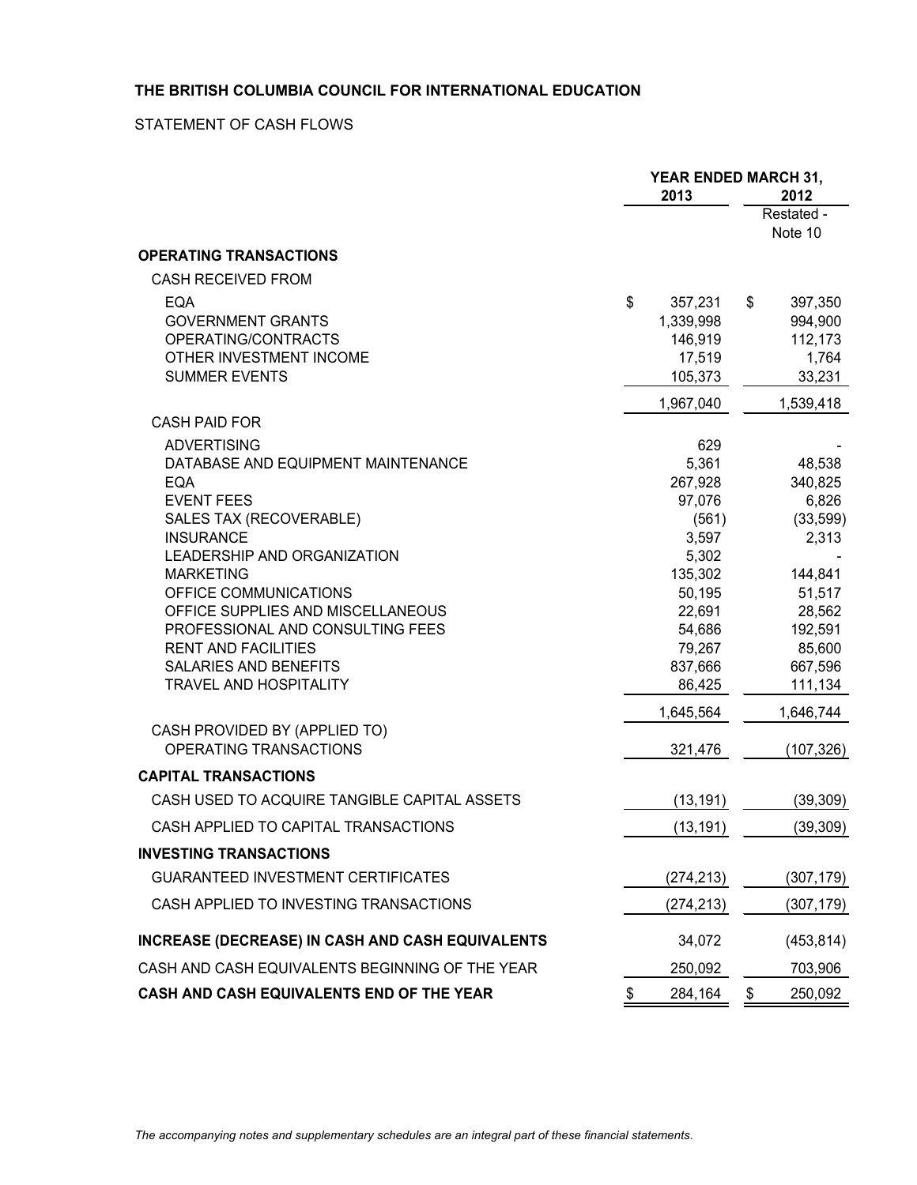**THE BRITISH COLUMBIA COUNCIL FOR INTERNATIONAL EDUCATION**

STATEMENT OF CASH FLOWS

| | YEAR ENDED MARCH 31, 2013 | 2012 Restated - Note 10 |
|---|---|---|
| **OPERATING TRANSACTIONS** | | |
| CASH RECEIVED FROM | | |
| EQA | $ 357,231 | $ 397,350 |
| GOVERNMENT GRANTS | 1,339,998 | 994,900 |
| OPERATING/CONTRACTS | 146,919 | 112,173 |
| OTHER INVESTMENT INCOME | 17,519 | 1,764 |
| SUMMER EVENTS | 105,373 | 33,231 |
| | 1,967,040 | 1,539,418 |
| CASH PAID FOR | | |
| ADVERTISING | 629 | - |
| DATABASE AND EQUIPMENT MAINTENANCE | 5,361 | 48,538 |
| EQA | 267,928 | 340,825 |
| EVENT FEES | 97,076 | 6,826 |
| SALES TAX (RECOVERABLE) | (561) | (33,599) |
| INSURANCE | 3,597 | 2,313 |
| LEADERSHIP AND ORGANIZATION | 5,302 | - |
| MARKETING | 135,302 | 144,841 |
| OFFICE COMMUNICATIONS | 50,195 | 51,517 |
| OFFICE SUPPLIES AND MISCELLANEOUS | 22,691 | 28,562 |
| PROFESSIONAL AND CONSULTING FEES | 54,686 | 192,591 |
| RENT AND FACILITIES | 79,267 | 85,600 |
| SALARIES AND BENEFITS | 837,666 | 667,596 |
| TRAVEL AND HOSPITALITY | 86,425 | 111,134 |
| | 1,645,564 | 1,646,744 |
| CASH PROVIDED BY (APPLIED TO) OPERATING TRANSACTIONS | 321,476 | (107,326) |
| **CAPITAL TRANSACTIONS** | | |
| CASH USED TO ACQUIRE TANGIBLE CAPITAL ASSETS | (13,191) | (39,309) |
| CASH APPLIED TO CAPITAL TRANSACTIONS | (13,191) | (39,309) |
| **INVESTING TRANSACTIONS** | | |
| GUARANTEED INVESTMENT CERTIFICATES | (274,213) | (307,179) |
| CASH APPLIED TO INVESTING TRANSACTIONS | (274,213) | (307,179) |
| **INCREASE (DECREASE) IN CASH AND CASH EQUIVALENTS** | 34,072 | (453,814) |
| CASH AND CASH EQUIVALENTS BEGINNING OF THE YEAR | 250,092 | 703,906 |
| **CASH AND CASH EQUIVALENTS END OF THE YEAR** | $ 284,164 | $ 250,092 |

*The accompanying notes and supplementary schedules are an integral part of these financial statements.*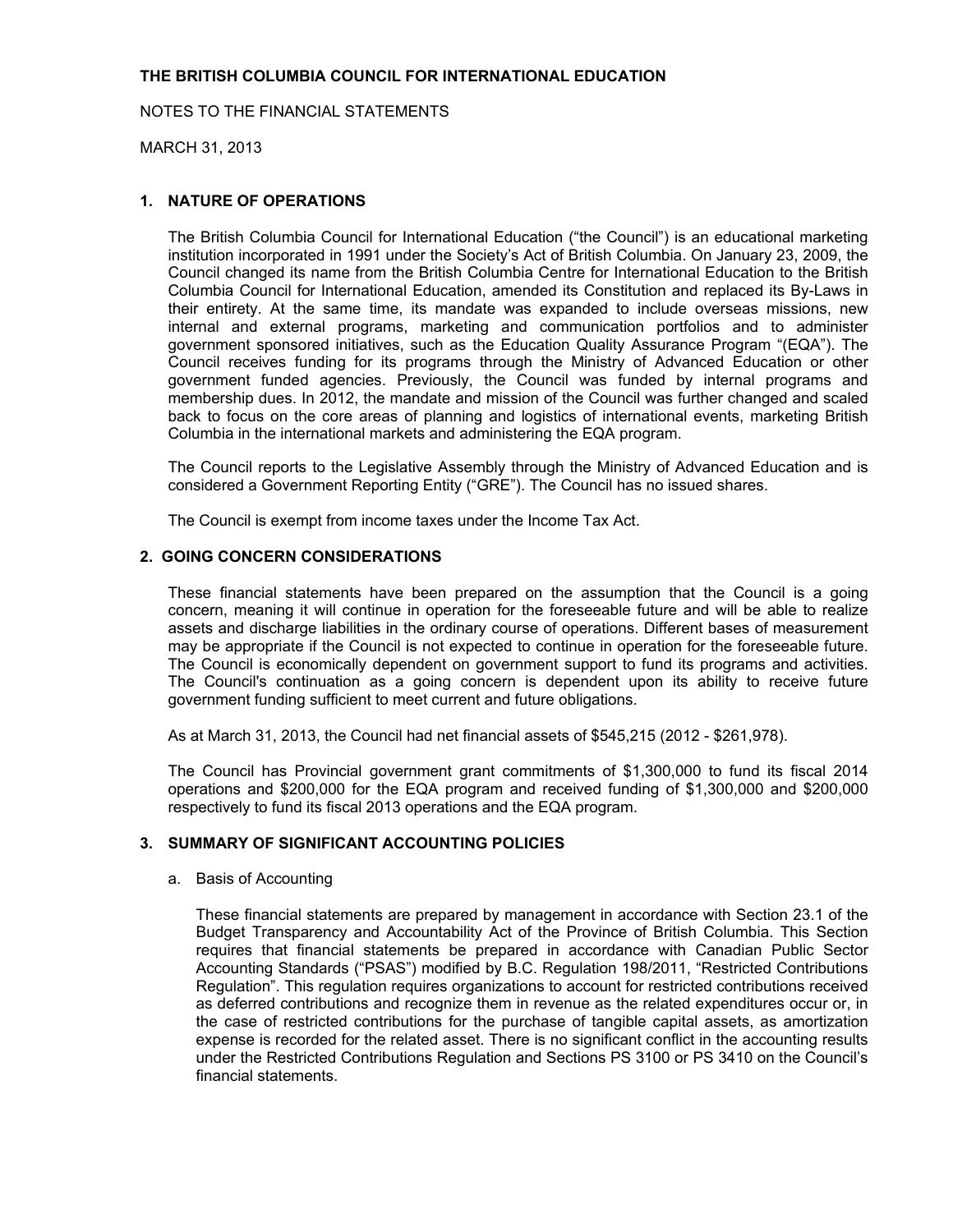**THE BRITISH COLUMBIA COUNCIL FOR INTERNATIONAL EDUCATION**

NOTES TO THE FINANCIAL STATEMENTS

MARCH 31, 2013

## 1. NATURE OF OPERATIONS

The British Columbia Council for International Education ("the Council") is an educational marketing institution incorporated in 1991 under the Society's Act of British Columbia. On January 23, 2009, the Council changed its name from the British Columbia Centre for International Education to the British Columbia Council for International Education, amended its Constitution and replaced its By-Laws in their entirety. At the same time, its mandate was expanded to include overseas missions, new internal and external programs, marketing and communication portfolios and to administer government sponsored initiatives, such as the Education Quality Assurance Program "(EQA"). The Council receives funding for its programs through the Ministry of Advanced Education or other government funded agencies. Previously, the Council was funded by internal programs and membership dues. In 2012, the mandate and mission of the Council was further changed and scaled back to focus on the core areas of planning and logistics of international events, marketing British Columbia in the international markets and administering the EQA program.

The Council reports to the Legislative Assembly through the Ministry of Advanced Education and is considered a Government Reporting Entity ("GRE"). The Council has no issued shares.

The Council is exempt from income taxes under the Income Tax Act.

## 2. GOING CONCERN CONSIDERATIONS

These financial statements have been prepared on the assumption that the Council is a going concern, meaning it will continue in operation for the foreseeable future and will be able to realize assets and discharge liabilities in the ordinary course of operations. Different bases of measurement may be appropriate if the Council is not expected to continue in operation for the foreseeable future. The Council is economically dependent on government support to fund its programs and activities. The Council's continuation as a going concern is dependent upon its ability to receive future government funding sufficient to meet current and future obligations.

As at March 31, 2013, the Council had net financial assets of $545,215 (2012 - $261,978).

The Council has Provincial government grant commitments of $1,300,000 to fund its fiscal 2014 operations and $200,000 for the EQA program and received funding of $1,300,000 and $200,000 respectively to fund its fiscal 2013 operations and the EQA program.

## 3. SUMMARY OF SIGNIFICANT ACCOUNTING POLICIES

a. Basis of Accounting

These financial statements are prepared by management in accordance with Section 23.1 of the Budget Transparency and Accountability Act of the Province of British Columbia. This Section requires that financial statements be prepared in accordance with Canadian Public Sector Accounting Standards ("PSAS") modified by B.C. Regulation 198/2011, "Restricted Contributions Regulation". This regulation requires organizations to account for restricted contributions received as deferred contributions and recognize them in revenue as the related expenditures occur or, in the case of restricted contributions for the purchase of tangible capital assets, as amortization expense is recorded for the related asset. There is no significant conflict in the accounting results under the Restricted Contributions Regulation and Sections PS 3100 or PS 3410 on the Council's financial statements.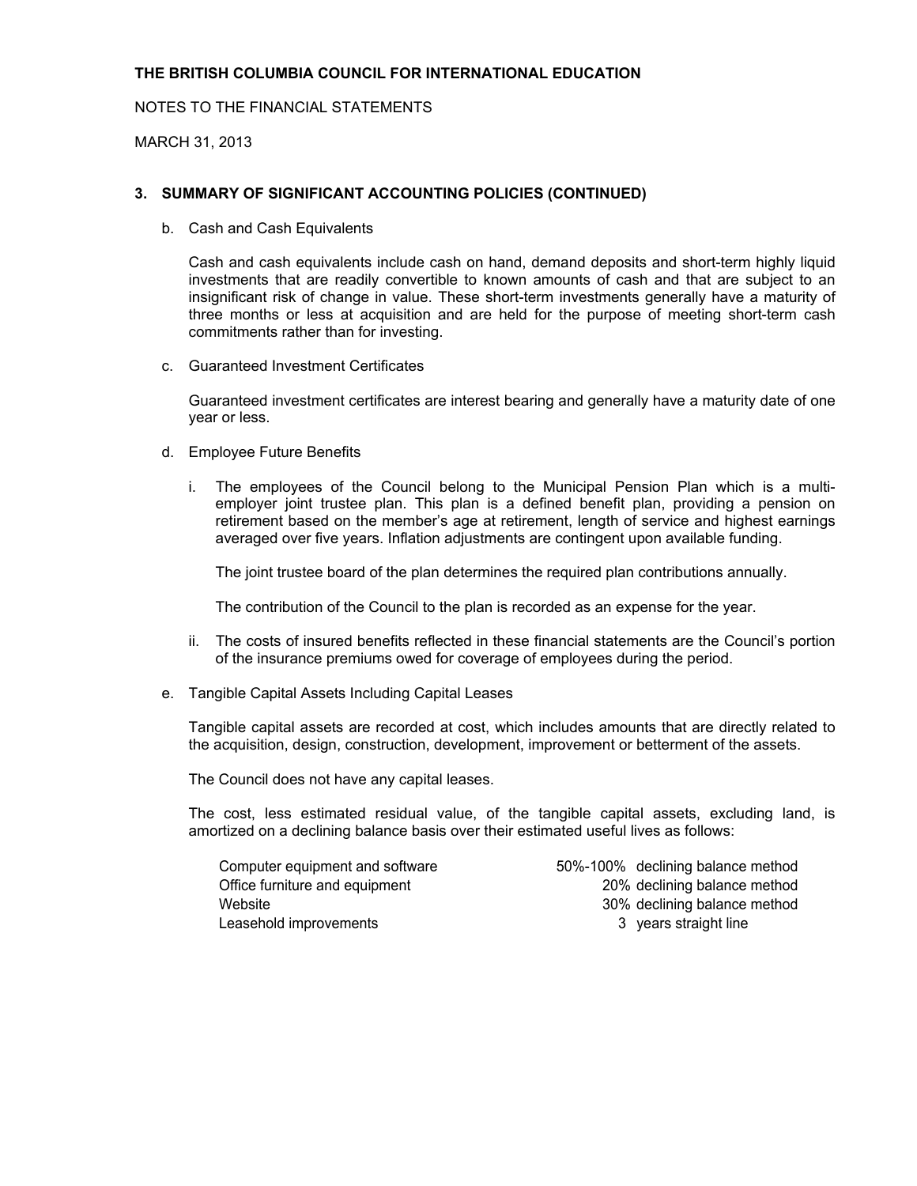**THE BRITISH COLUMBIA COUNCIL FOR INTERNATIONAL EDUCATION**

NOTES TO THE FINANCIAL STATEMENTS

MARCH 31, 2013

## 3. SUMMARY OF SIGNIFICANT ACCOUNTING POLICIES (CONTINUED)

b. Cash and Cash Equivalents

Cash and cash equivalents include cash on hand, demand deposits and short-term highly liquid investments that are readily convertible to known amounts of cash and that are subject to an insignificant risk of change in value. These short-term investments generally have a maturity of three months or less at acquisition and are held for the purpose of meeting short-term cash commitments rather than for investing.

c. Guaranteed Investment Certificates

Guaranteed investment certificates are interest bearing and generally have a maturity date of one year or less.

d. Employee Future Benefits

i. The employees of the Council belong to the Municipal Pension Plan which is a multi-employer joint trustee plan. This plan is a defined benefit plan, providing a pension on retirement based on the member's age at retirement, length of service and highest earnings averaged over five years. Inflation adjustments are contingent upon available funding.

The joint trustee board of the plan determines the required plan contributions annually.

The contribution of the Council to the plan is recorded as an expense for the year.

ii. The costs of insured benefits reflected in these financial statements are the Council's portion of the insurance premiums owed for coverage of employees during the period.

e. Tangible Capital Assets Including Capital Leases

Tangible capital assets are recorded at cost, which includes amounts that are directly related to the acquisition, design, construction, development, improvement or betterment of the assets.

The Council does not have any capital leases.

The cost, less estimated residual value, of the tangible capital assets, excluding land, is amortized on a declining balance basis over their estimated useful lives as follows:

| | |
|---|---|
| Computer equipment and software | 50%-100% declining balance method |
| Office furniture and equipment | 20% declining balance method |
| Website | 30% declining balance method |
| Leasehold improvements | 3 years straight line |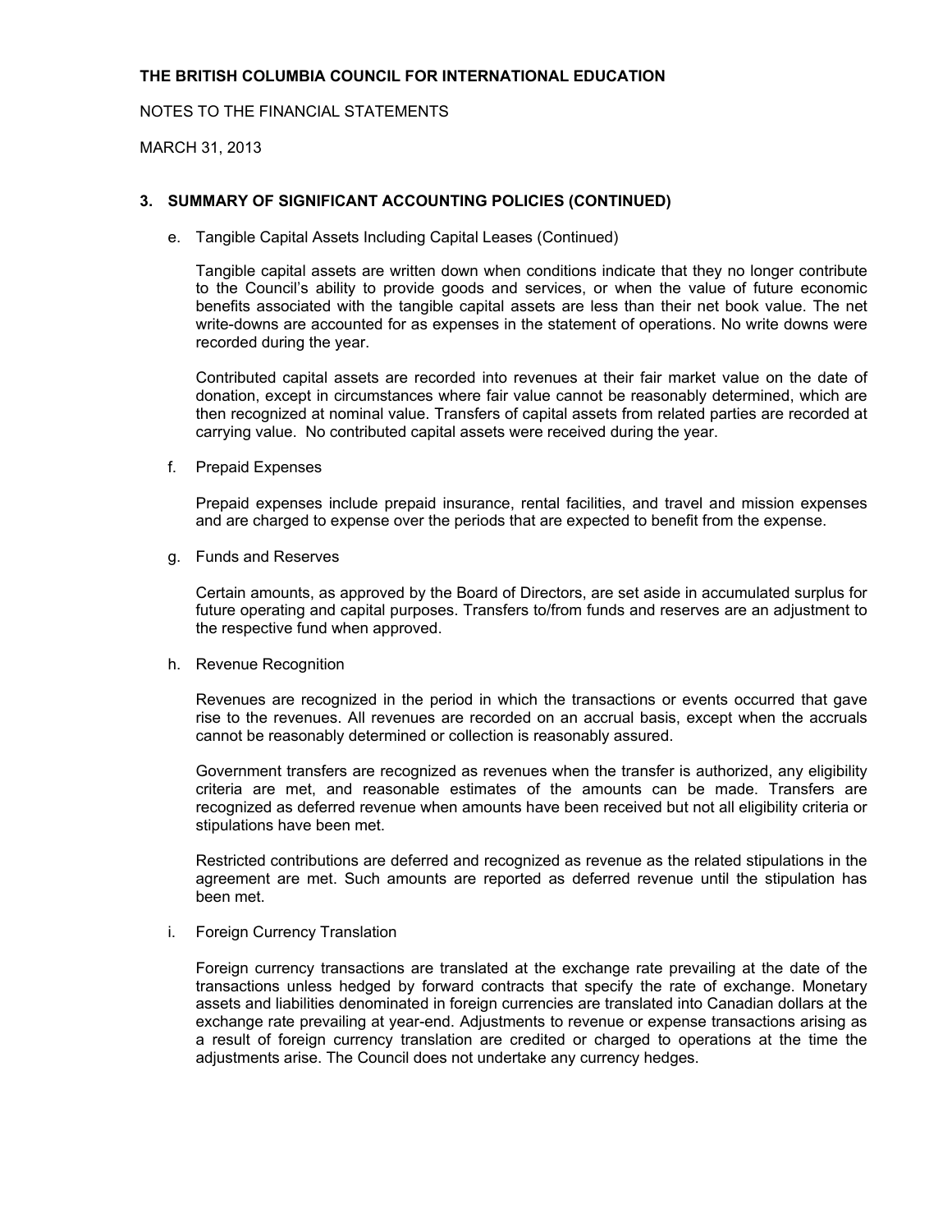THE BRITISH COLUMBIA COUNCIL FOR INTERNATIONAL EDUCATION

NOTES TO THE FINANCIAL STATEMENTS

MARCH 31, 2013

## 3. SUMMARY OF SIGNIFICANT ACCOUNTING POLICIES (CONTINUED)

e. Tangible Capital Assets Including Capital Leases (Continued)

Tangible capital assets are written down when conditions indicate that they no longer contribute to the Council's ability to provide goods and services, or when the value of future economic benefits associated with the tangible capital assets are less than their net book value. The net write-downs are accounted for as expenses in the statement of operations. No write downs were recorded during the year.

Contributed capital assets are recorded into revenues at their fair market value on the date of donation, except in circumstances where fair value cannot be reasonably determined, which are then recognized at nominal value. Transfers of capital assets from related parties are recorded at carrying value. No contributed capital assets were received during the year.

f. Prepaid Expenses

Prepaid expenses include prepaid insurance, rental facilities, and travel and mission expenses and are charged to expense over the periods that are expected to benefit from the expense.

g. Funds and Reserves

Certain amounts, as approved by the Board of Directors, are set aside in accumulated surplus for future operating and capital purposes. Transfers to/from funds and reserves are an adjustment to the respective fund when approved.

h. Revenue Recognition

Revenues are recognized in the period in which the transactions or events occurred that gave rise to the revenues. All revenues are recorded on an accrual basis, except when the accruals cannot be reasonably determined or collection is reasonably assured.

Government transfers are recognized as revenues when the transfer is authorized, any eligibility criteria are met, and reasonable estimates of the amounts can be made. Transfers are recognized as deferred revenue when amounts have been received but not all eligibility criteria or stipulations have been met.

Restricted contributions are deferred and recognized as revenue as the related stipulations in the agreement are met. Such amounts are reported as deferred revenue until the stipulation has been met.

i. Foreign Currency Translation

Foreign currency transactions are translated at the exchange rate prevailing at the date of the transactions unless hedged by forward contracts that specify the rate of exchange. Monetary assets and liabilities denominated in foreign currencies are translated into Canadian dollars at the exchange rate prevailing at year-end. Adjustments to revenue or expense transactions arising as a result of foreign currency translation are credited or charged to operations at the time the adjustments arise. The Council does not undertake any currency hedges.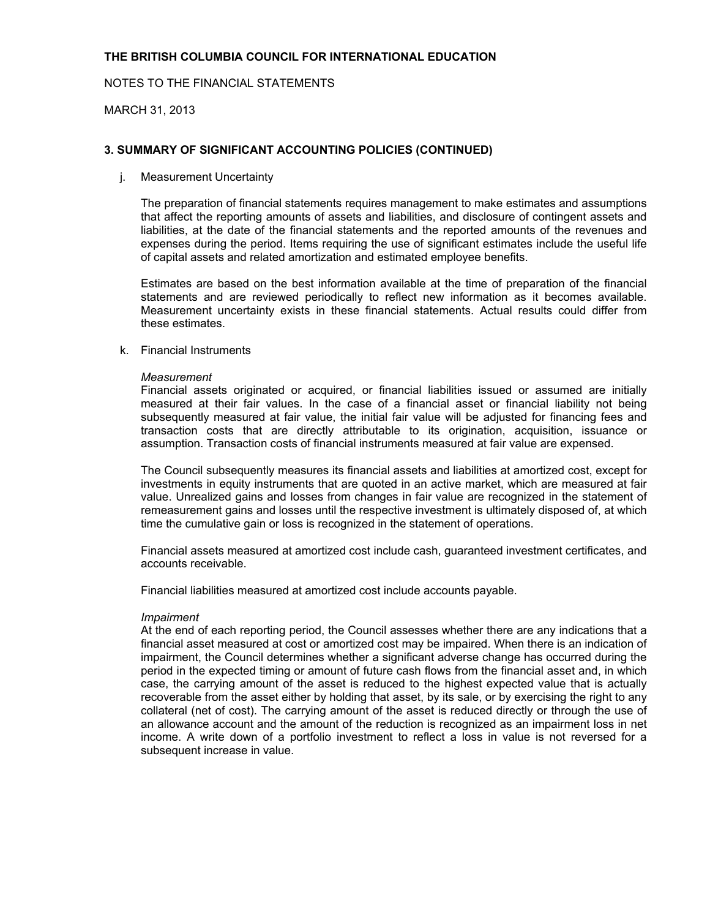# THE BRITISH COLUMBIA COUNCIL FOR INTERNATIONAL EDUCATION

NOTES TO THE FINANCIAL STATEMENTS

MARCH 31, 2013

## 3. SUMMARY OF SIGNIFICANT ACCOUNTING POLICIES (CONTINUED)

j. Measurement Uncertainty

The preparation of financial statements requires management to make estimates and assumptions that affect the reporting amounts of assets and liabilities, and disclosure of contingent assets and liabilities, at the date of the financial statements and the reported amounts of the revenues and expenses during the period. Items requiring the use of significant estimates include the useful life of capital assets and related amortization and estimated employee benefits.

Estimates are based on the best information available at the time of preparation of the financial statements and are reviewed periodically to reflect new information as it becomes available. Measurement uncertainty exists in these financial statements. Actual results could differ from these estimates.

k. Financial Instruments

*Measurement*
Financial assets originated or acquired, or financial liabilities issued or assumed are initially measured at their fair values. In the case of a financial asset or financial liability not being subsequently measured at fair value, the initial fair value will be adjusted for financing fees and transaction costs that are directly attributable to its origination, acquisition, issuance or assumption. Transaction costs of financial instruments measured at fair value are expensed.

The Council subsequently measures its financial assets and liabilities at amortized cost, except for investments in equity instruments that are quoted in an active market, which are measured at fair value. Unrealized gains and losses from changes in fair value are recognized in the statement of remeasurement gains and losses until the respective investment is ultimately disposed of, at which time the cumulative gain or loss is recognized in the statement of operations.

Financial assets measured at amortized cost include cash, guaranteed investment certificates, and accounts receivable.

Financial liabilities measured at amortized cost include accounts payable.

*Impairment*
At the end of each reporting period, the Council assesses whether there are any indications that a financial asset measured at cost or amortized cost may be impaired. When there is an indication of impairment, the Council determines whether a significant adverse change has occurred during the period in the expected timing or amount of future cash flows from the financial asset and, in which case, the carrying amount of the asset is reduced to the highest expected value that is actually recoverable from the asset either by holding that asset, by its sale, or by exercising the right to any collateral (net of cost). The carrying amount of the asset is reduced directly or through the use of an allowance account and the amount of the reduction is recognized as an impairment loss in net income. A write down of a portfolio investment to reflect a loss in value is not reversed for a subsequent increase in value.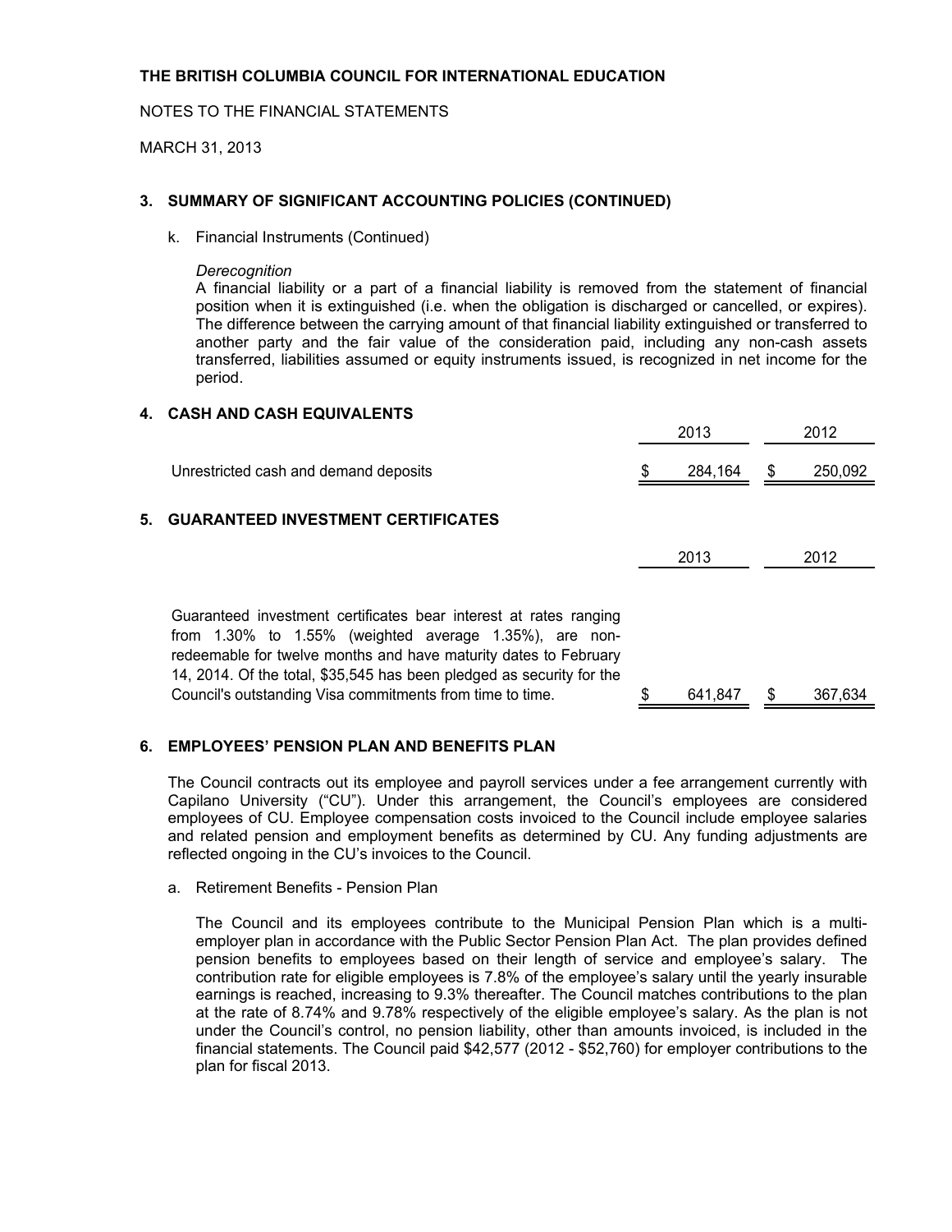**THE BRITISH COLUMBIA COUNCIL FOR INTERNATIONAL EDUCATION**

NOTES TO THE FINANCIAL STATEMENTS

MARCH 31, 2013

## 3. SUMMARY OF SIGNIFICANT ACCOUNTING POLICIES (CONTINUED)

k. Financial Instruments (Continued)

*Derecognition*

A financial liability or a part of a financial liability is removed from the statement of financial position when it is extinguished (i.e. when the obligation is discharged or cancelled, or expires). The difference between the carrying amount of that financial liability extinguished or transferred to another party and the fair value of the consideration paid, including any non-cash assets transferred, liabilities assumed or equity instruments issued, is recognized in net income for the period.

## 4. CASH AND CASH EQUIVALENTS

| | 2013 | 2012 |
|---|---|---|
| Unrestricted cash and demand deposits | $ 284,164 | $ 250,092 |

## 5. GUARANTEED INVESTMENT CERTIFICATES

| | 2013 | 2012 |
|---|---|---|
| Guaranteed investment certificates bear interest at rates ranging from 1.30% to 1.55% (weighted average 1.35%), are non-redeemable for twelve months and have maturity dates to February 14, 2014. Of the total, $35,545 has been pledged as security for the Council's outstanding Visa commitments from time to time. | $ 641,847 | $ 367,634 |

## 6. EMPLOYEES' PENSION PLAN AND BENEFITS PLAN

The Council contracts out its employee and payroll services under a fee arrangement currently with Capilano University ("CU"). Under this arrangement, the Council's employees are considered employees of CU. Employee compensation costs invoiced to the Council include employee salaries and related pension and employment benefits as determined by CU. Any funding adjustments are reflected ongoing in the CU's invoices to the Council.

a. Retirement Benefits - Pension Plan

The Council and its employees contribute to the Municipal Pension Plan which is a multi-employer plan in accordance with the Public Sector Pension Plan Act. The plan provides defined pension benefits to employees based on their length of service and employee's salary. The contribution rate for eligible employees is 7.8% of the employee's salary until the yearly insurable earnings is reached, increasing to 9.3% thereafter. The Council matches contributions to the plan at the rate of 8.74% and 9.78% respectively of the eligible employee's salary. As the plan is not under the Council's control, no pension liability, other than amounts invoiced, is included in the financial statements. The Council paid $42,577 (2012 - $52,760) for employer contributions to the plan for fiscal 2013.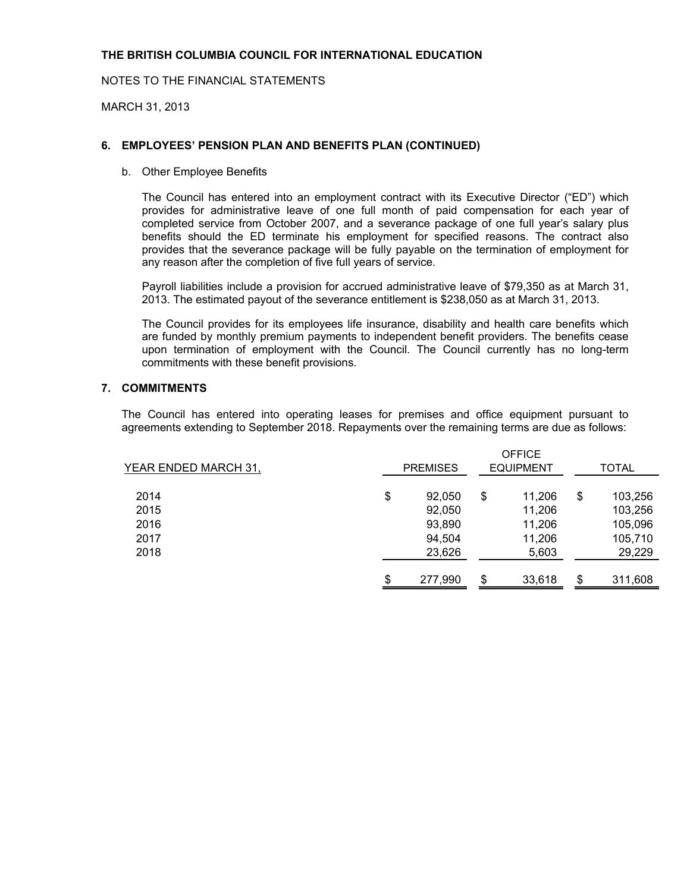**THE BRITISH COLUMBIA COUNCIL FOR INTERNATIONAL EDUCATION**

NOTES TO THE FINANCIAL STATEMENTS

MARCH 31, 2013

### 6. EMPLOYEES' PENSION PLAN AND BENEFITS PLAN (CONTINUED)

b. Other Employee Benefits

The Council has entered into an employment contract with its Executive Director ("ED") which provides for administrative leave of one full month of paid compensation for each year of completed service from October 2007, and a severance package of one full year's salary plus benefits should the ED terminate his employment for specified reasons. The contract also provides that the severance package will be fully payable on the termination of employment for any reason after the completion of five full years of service.

Payroll liabilities include a provision for accrued administrative leave of $79,350 as at March 31, 2013. The estimated payout of the severance entitlement is $238,050 as at March 31, 2013.

The Council provides for its employees life insurance, disability and health care benefits which are funded by monthly premium payments to independent benefit providers. The benefits cease upon termination of employment with the Council. The Council currently has no long-term commitments with these benefit provisions.

### 7. COMMITMENTS

The Council has entered into operating leases for premises and office equipment pursuant to agreements extending to September 2018. Repayments over the remaining terms are due as follows:

| YEAR ENDED MARCH 31, | PREMISES | OFFICE EQUIPMENT | TOTAL |
|---|---|---|---|
| 2014 | $ 92,050 | $ 11,206 | $ 103,256 |
| 2015 | 92,050 | 11,206 | 103,256 |
| 2016 | 93,890 | 11,206 | 105,096 |
| 2017 | 94,504 | 11,206 | 105,710 |
| 2018 | 23,626 | 5,603 | 29,229 |
| | $ 277,990 | $ 33,618 | $ 311,608 |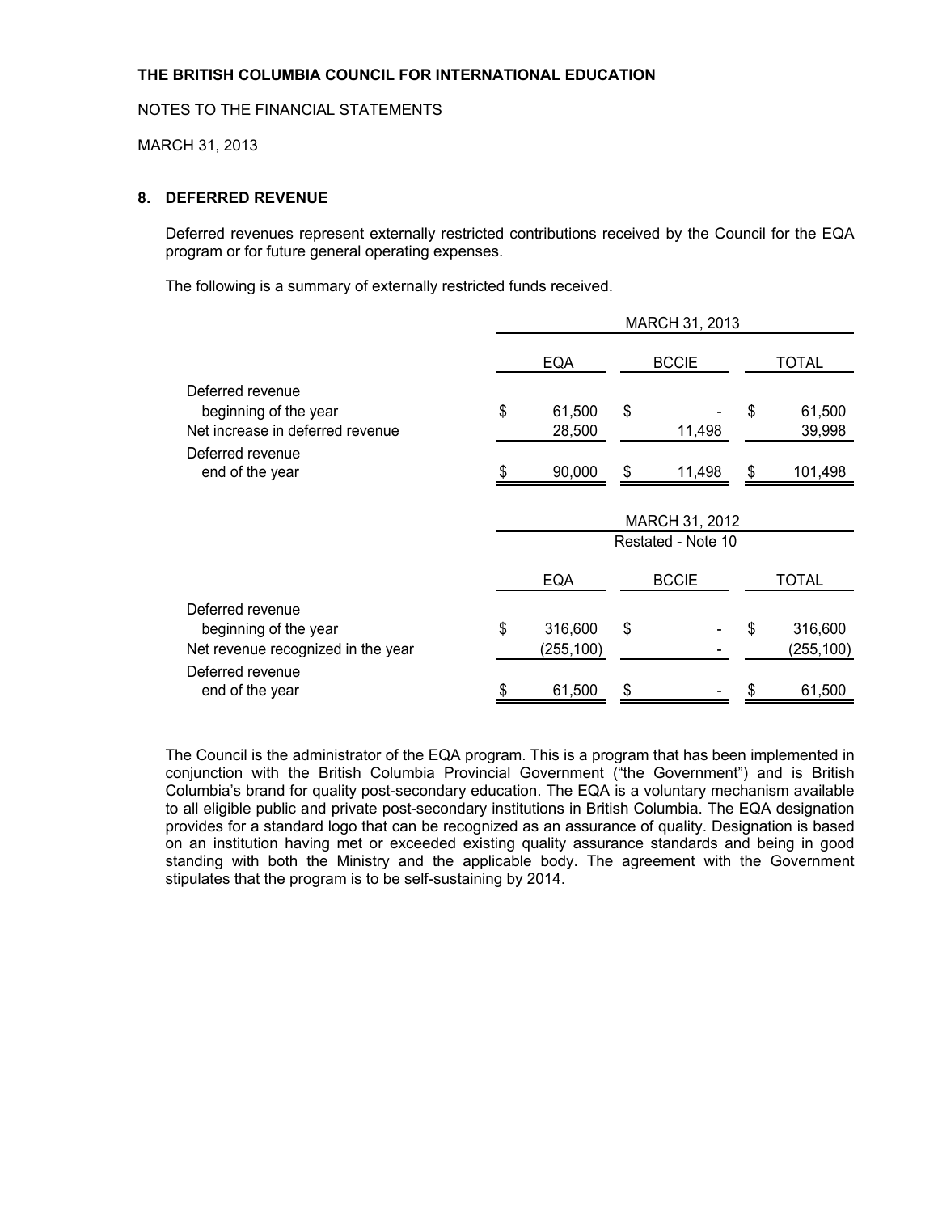THE BRITISH COLUMBIA COUNCIL FOR INTERNATIONAL EDUCATION

NOTES TO THE FINANCIAL STATEMENTS

MARCH 31, 2013

## 8. DEFERRED REVENUE

Deferred revenues represent externally restricted contributions received by the Council for the EQA program or for future general operating expenses.

The following is a summary of externally restricted funds received.

| | MARCH 31, 2013 | | |
|---|---|---|---|
| | EQA | BCCIE | TOTAL |
| Deferred revenue beginning of the year | $ 61,500 | $ - | $ 61,500 |
| Net increase in deferred revenue | 28,500 | 11,498 | 39,998 |
| Deferred revenue end of the year | $ 90,000 | $ 11,498 | $ 101,498 |

| | MARCH 31, 2012 Restated - Note 10 | | |
|---|---|---|---|
| | EQA | BCCIE | TOTAL |
| Deferred revenue beginning of the year | $ 316,600 | $ - | $ 316,600 |
| Net revenue recognized in the year | (255,100) | - | (255,100) |
| Deferred revenue end of the year | $ 61,500 | $ - | $ 61,500 |

The Council is the administrator of the EQA program. This is a program that has been implemented in conjunction with the British Columbia Provincial Government ("the Government") and is British Columbia's brand for quality post-secondary education. The EQA is a voluntary mechanism available to all eligible public and private post-secondary institutions in British Columbia. The EQA designation provides for a standard logo that can be recognized as an assurance of quality. Designation is based on an institution having met or exceeded existing quality assurance standards and being in good standing with both the Ministry and the applicable body. The agreement with the Government stipulates that the program is to be self-sustaining by 2014.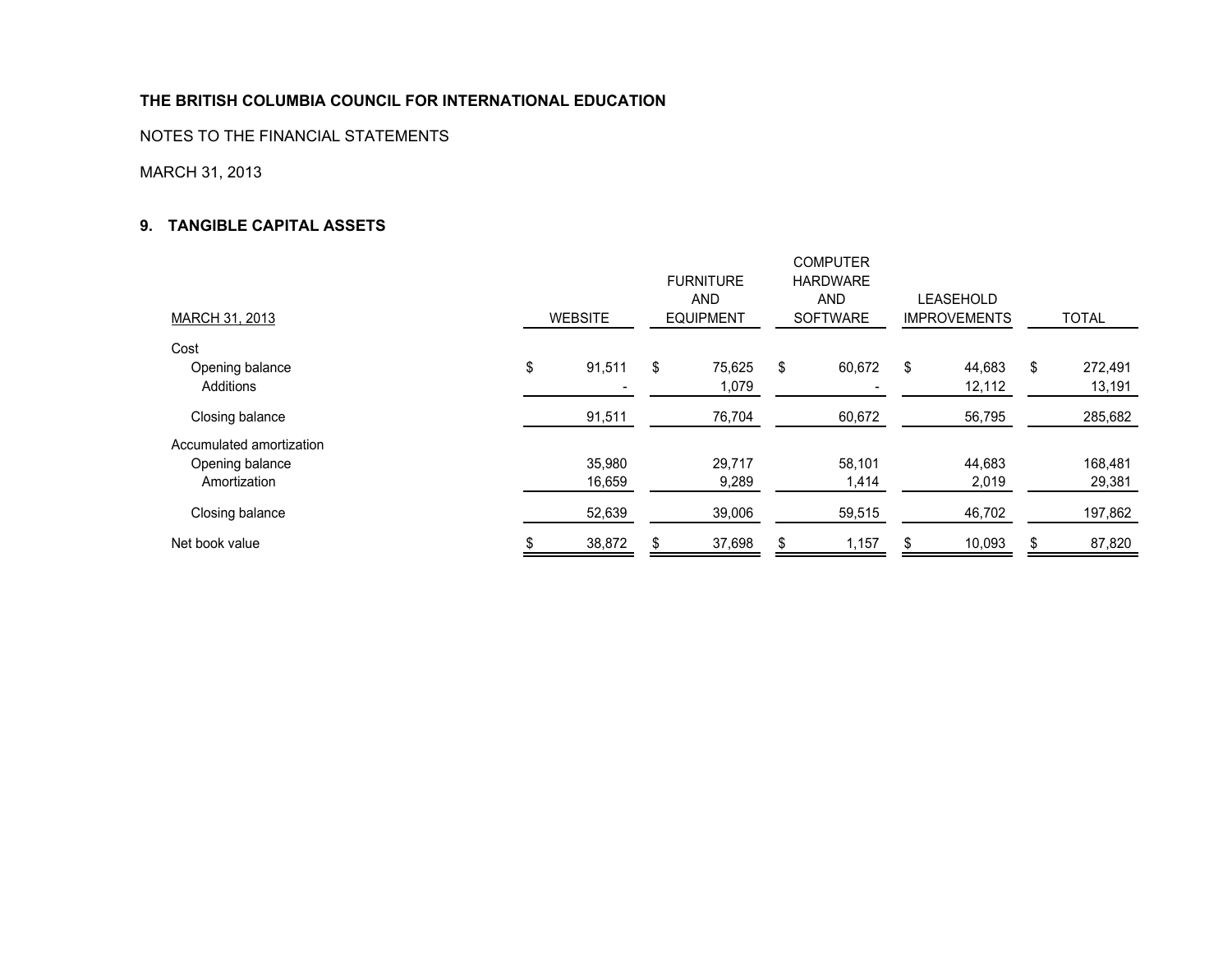**THE BRITISH COLUMBIA COUNCIL FOR INTERNATIONAL EDUCATION**

NOTES TO THE FINANCIAL STATEMENTS

MARCH 31, 2013

## 9. TANGIBLE CAPITAL ASSETS

| MARCH 31, 2013 | WEBSITE | FURNITURE AND EQUIPMENT | COMPUTER HARDWARE AND SOFTWARE | LEASEHOLD IMPROVEMENTS | TOTAL |
|---|---|---|---|---|---|
| Cost | | | | | |
| Opening balance | $ 91,511 | $ 75,625 | $ 60,672 | $ 44,683 | $ 272,491 |
| Additions | - | 1,079 | - | 12,112 | 13,191 |
| Closing balance | 91,511 | 76,704 | 60,672 | 56,795 | 285,682 |
| Accumulated amortization | | | | | |
| Opening balance | 35,980 | 29,717 | 58,101 | 44,683 | 168,481 |
| Amortization | 16,659 | 9,289 | 1,414 | 2,019 | 29,381 |
| Closing balance | 52,639 | 39,006 | 59,515 | 46,702 | 197,862 |
| Net book value | $ 38,872 | $ 37,698 | $ 1,157 | $ 10,093 | $ 87,820 |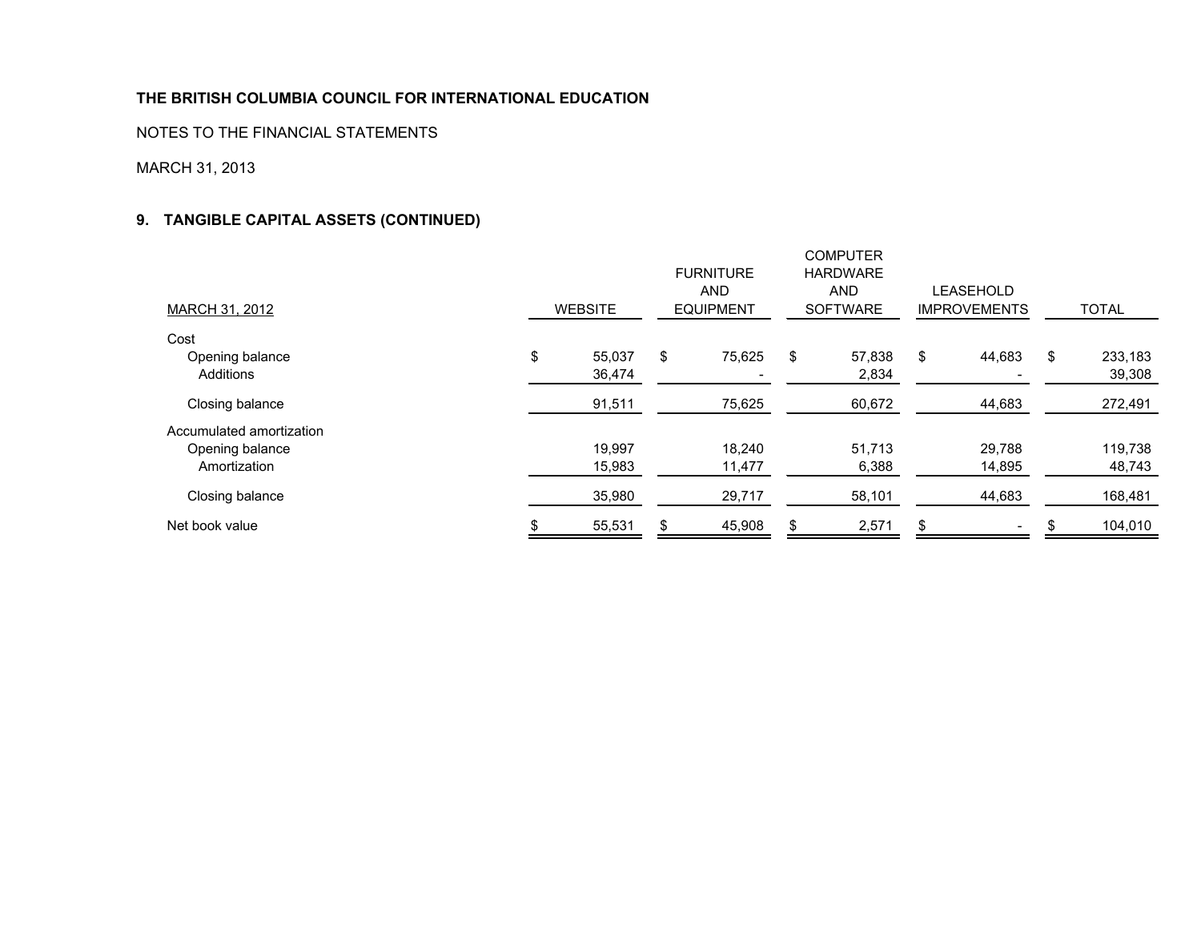**THE BRITISH COLUMBIA COUNCIL FOR INTERNATIONAL EDUCATION**

NOTES TO THE FINANCIAL STATEMENTS

MARCH 31, 2013

## 9. TANGIBLE CAPITAL ASSETS (CONTINUED)

| MARCH 31, 2012 | WEBSITE | FURNITURE AND EQUIPMENT | COMPUTER HARDWARE AND SOFTWARE | LEASEHOLD IMPROVEMENTS | TOTAL |
|---|---|---|---|---|---|
| Cost | | | | | |
| Opening balance | $ 55,037 | $ 75,625 | $ 57,838 | $ 44,683 | $ 233,183 |
| Additions | 36,474 | - | 2,834 | - | 39,308 |
| Closing balance | 91,511 | 75,625 | 60,672 | 44,683 | 272,491 |
| Accumulated amortization | | | | | |
| Opening balance | 19,997 | 18,240 | 51,713 | 29,788 | 119,738 |
| Amortization | 15,983 | 11,477 | 6,388 | 14,895 | 48,743 |
| Closing balance | 35,980 | 29,717 | 58,101 | 44,683 | 168,481 |
| Net book value | $ 55,531 | $ 45,908 | $ 2,571 | $ - | $ 104,010 |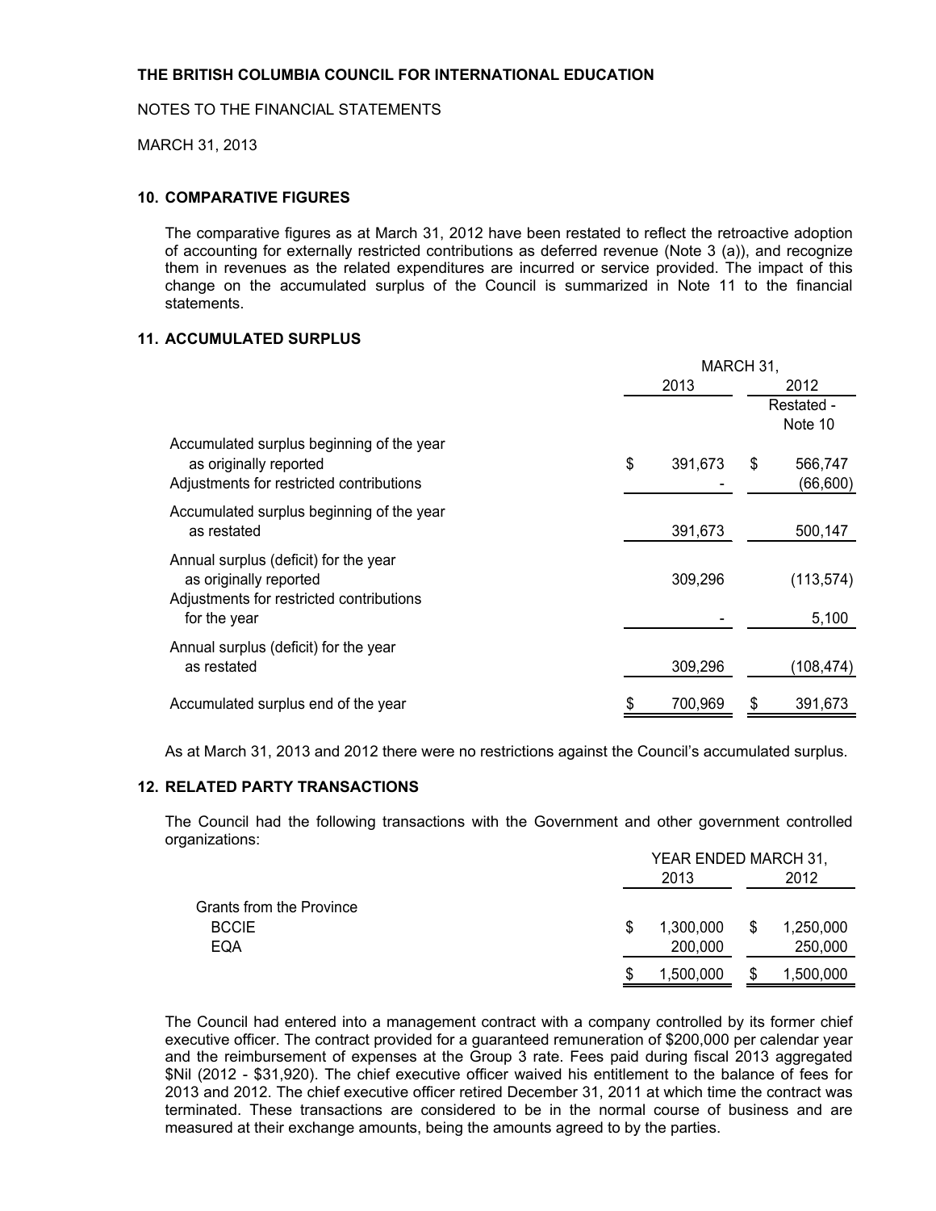**THE BRITISH COLUMBIA COUNCIL FOR INTERNATIONAL EDUCATION**

NOTES TO THE FINANCIAL STATEMENTS

MARCH 31, 2013

### 10. COMPARATIVE FIGURES

The comparative figures as at March 31, 2012 have been restated to reflect the retroactive adoption of accounting for externally restricted contributions as deferred revenue (Note 3 (a)), and recognize them in revenues as the related expenditures are incurred or service provided. The impact of this change on the accumulated surplus of the Council is summarized in Note 11 to the financial statements.

### 11. ACCUMULATED SURPLUS

| | MARCH 31, 2013 | MARCH 31, 2012 Restated - Note 10 |
|---|---|---|
| Accumulated surplus beginning of the year as originally reported | $ 391,673 | $ 566,747 |
| Adjustments for restricted contributions | - | (66,600) |
| Accumulated surplus beginning of the year as restated | 391,673 | 500,147 |
| Annual surplus (deficit) for the year as originally reported | 309,296 | (113,574) |
| Adjustments for restricted contributions for the year | - | 5,100 |
| Annual surplus (deficit) for the year as restated | 309,296 | (108,474) |
| Accumulated surplus end of the year | $ 700,969 | $ 391,673 |

As at March 31, 2013 and 2012 there were no restrictions against the Council's accumulated surplus.

### 12. RELATED PARTY TRANSACTIONS

The Council had the following transactions with the Government and other government controlled organizations:

| | YEAR ENDED MARCH 31, 2013 | YEAR ENDED MARCH 31, 2012 |
|---|---|---|
| Grants from the Province | | |
| BCCIE | $ 1,300,000 | $ 1,250,000 |
| EQA | 200,000 | 250,000 |
| | $ 1,500,000 | $ 1,500,000 |

The Council had entered into a management contract with a company controlled by its former chief executive officer. The contract provided for a guaranteed remuneration of $200,000 per calendar year and the reimbursement of expenses at the Group 3 rate. Fees paid during fiscal 2013 aggregated $Nil (2012 - $31,920). The chief executive officer waived his entitlement to the balance of fees for 2013 and 2012. The chief executive officer retired December 31, 2011 at which time the contract was terminated. These transactions are considered to be in the normal course of business and are measured at their exchange amounts, being the amounts agreed to by the parties.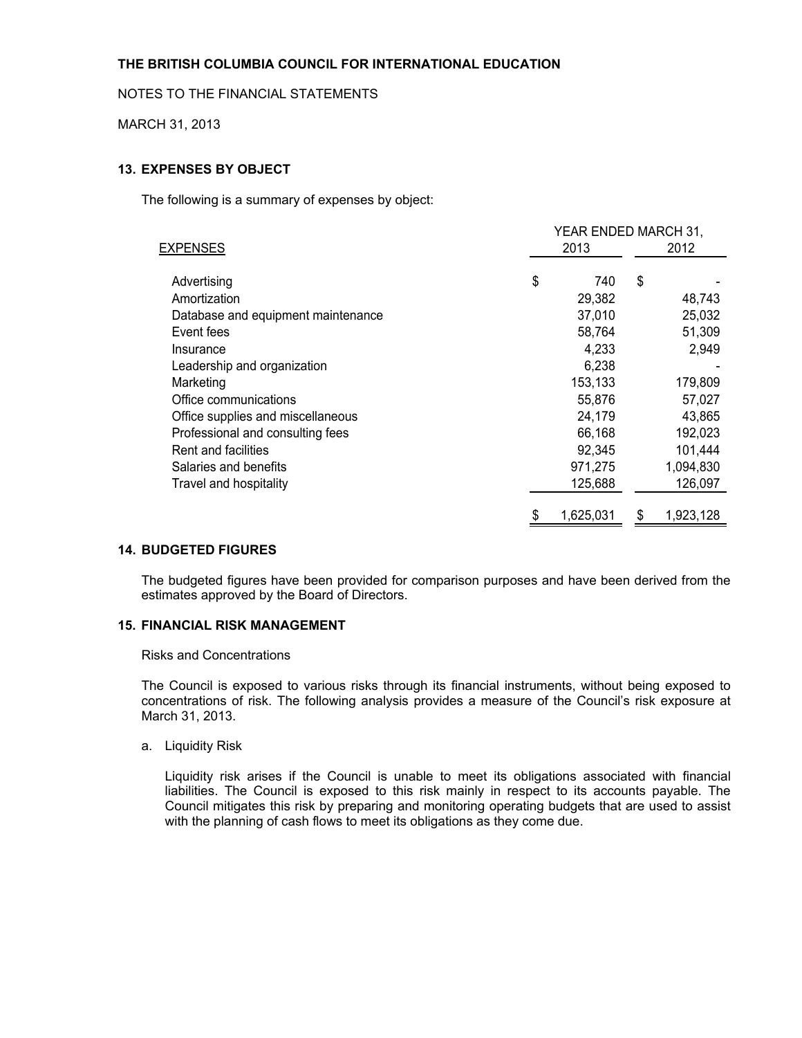**THE BRITISH COLUMBIA COUNCIL FOR INTERNATIONAL EDUCATION**

NOTES TO THE FINANCIAL STATEMENTS

MARCH 31, 2013

## 13. EXPENSES BY OBJECT

The following is a summary of expenses by object:

| EXPENSES | YEAR ENDED MARCH 31, 2013 | 2012 |
|---|---|---|
| Advertising | $ 740 | $ - |
| Amortization | 29,382 | 48,743 |
| Database and equipment maintenance | 37,010 | 25,032 |
| Event fees | 58,764 | 51,309 |
| Insurance | 4,233 | 2,949 |
| Leadership and organization | 6,238 | - |
| Marketing | 153,133 | 179,809 |
| Office communications | 55,876 | 57,027 |
| Office supplies and miscellaneous | 24,179 | 43,865 |
| Professional and consulting fees | 66,168 | 192,023 |
| Rent and facilities | 92,345 | 101,444 |
| Salaries and benefits | 971,275 | 1,094,830 |
| Travel and hospitality | 125,688 | 126,097 |
| | $ 1,625,031 | $ 1,923,128 |

## 14. BUDGETED FIGURES

The budgeted figures have been provided for comparison purposes and have been derived from the estimates approved by the Board of Directors.

## 15. FINANCIAL RISK MANAGEMENT

Risks and Concentrations

The Council is exposed to various risks through its financial instruments, without being exposed to concentrations of risk. The following analysis provides a measure of the Council's risk exposure at March 31, 2013.

a. Liquidity Risk

Liquidity risk arises if the Council is unable to meet its obligations associated with financial liabilities. The Council is exposed to this risk mainly in respect to its accounts payable. The Council mitigates this risk by preparing and monitoring operating budgets that are used to assist with the planning of cash flows to meet its obligations as they come due.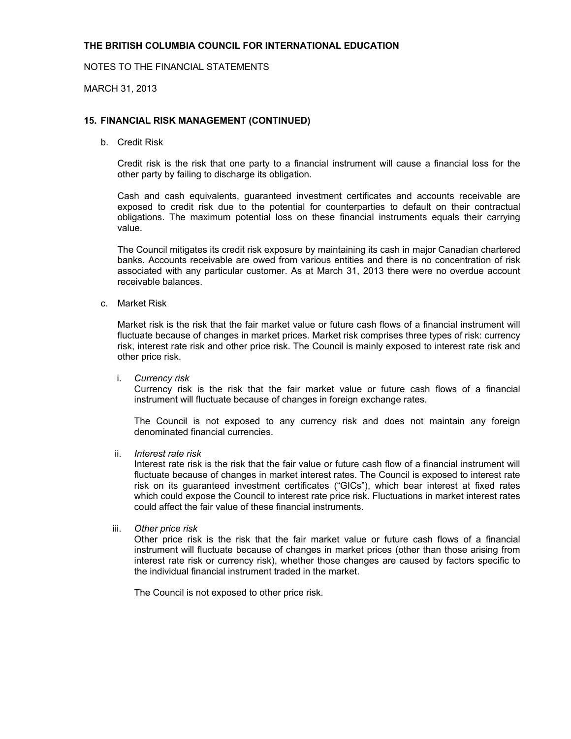## 15. FINANCIAL RISK MANAGEMENT (CONTINUED)

b. Credit Risk

Credit risk is the risk that one party to a financial instrument will cause a financial loss for the other party by failing to discharge its obligation.

Cash and cash equivalents, guaranteed investment certificates and accounts receivable are exposed to credit risk due to the potential for counterparties to default on their contractual obligations. The maximum potential loss on these financial instruments equals their carrying value.

The Council mitigates its credit risk exposure by maintaining its cash in major Canadian chartered banks. Accounts receivable are owed from various entities and there is no concentration of risk associated with any particular customer. As at March 31, 2013 there were no overdue account receivable balances.

c. Market Risk

Market risk is the risk that the fair market value or future cash flows of a financial instrument will fluctuate because of changes in market prices. Market risk comprises three types of risk: currency risk, interest rate risk and other price risk. The Council is mainly exposed to interest rate risk and other price risk.

i. *Currency risk*

Currency risk is the risk that the fair market value or future cash flows of a financial instrument will fluctuate because of changes in foreign exchange rates.

The Council is not exposed to any currency risk and does not maintain any foreign denominated financial currencies.

ii. *Interest rate risk*

Interest rate risk is the risk that the fair value or future cash flow of a financial instrument will fluctuate because of changes in market interest rates. The Council is exposed to interest rate risk on its guaranteed investment certificates ("GICs"), which bear interest at fixed rates which could expose the Council to interest rate price risk. Fluctuations in market interest rates could affect the fair value of these financial instruments.

iii. *Other price risk*

Other price risk is the risk that the fair market value or future cash flows of a financial instrument will fluctuate because of changes in market prices (other than those arising from interest rate risk or currency risk), whether those changes are caused by factors specific to the individual financial instrument traded in the market.

The Council is not exposed to other price risk.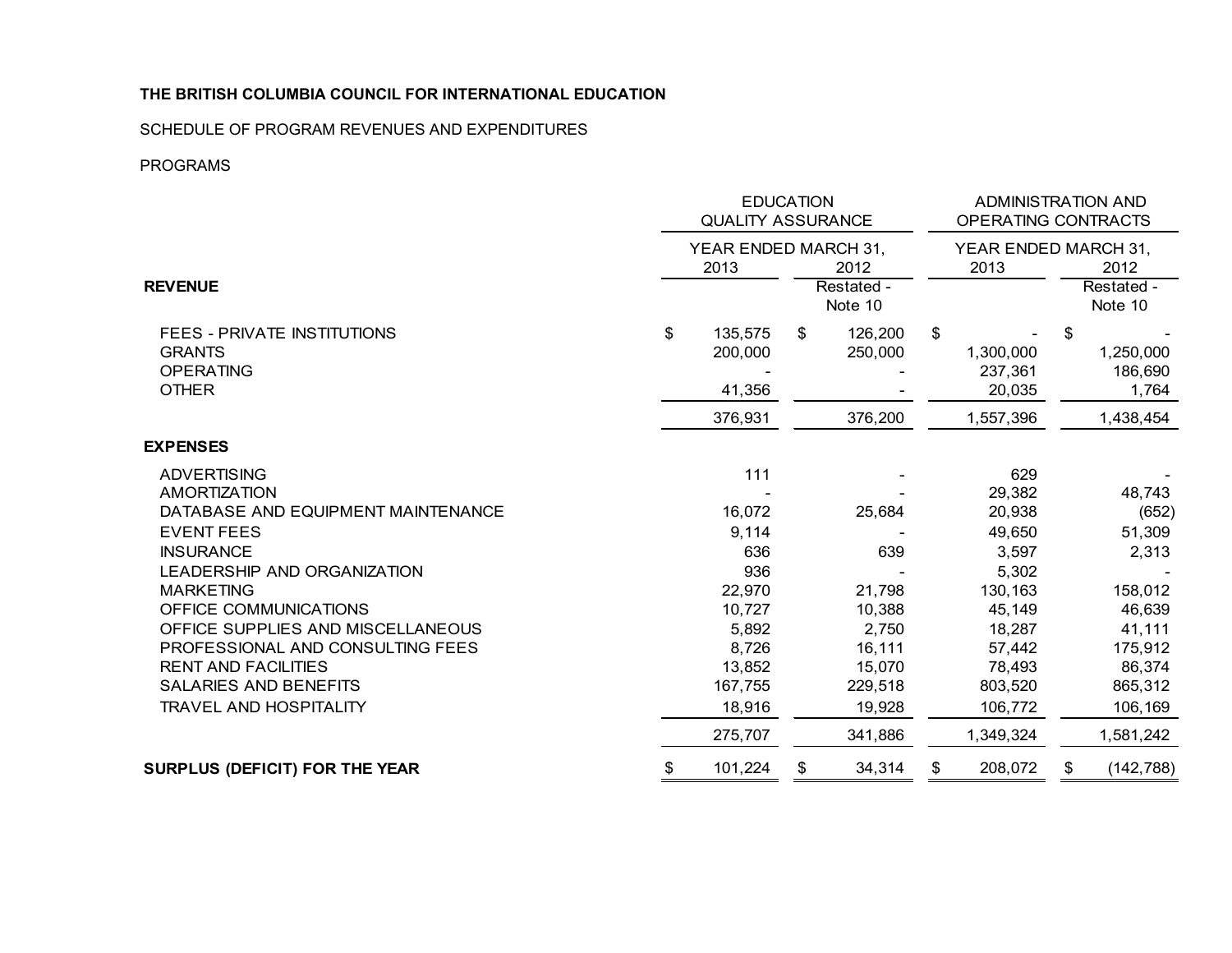**THE BRITISH COLUMBIA COUNCIL FOR INTERNATIONAL EDUCATION**

SCHEDULE OF PROGRAM REVENUES AND EXPENDITURES

PROGRAMS

| | EDUCATION QUALITY ASSURANCE | | ADMINISTRATION AND OPERATING CONTRACTS | |
|---|---|---|---|---|
| | YEAR ENDED MARCH 31, | | YEAR ENDED MARCH 31, | |
| | 2013 | 2012 Restated - Note 10 | 2013 | 2012 Restated - Note 10 |
| **REVENUE** | | | | |
| FEES - PRIVATE INSTITUTIONS | $ 135,575 | $ 126,200 | $ - | $ - |
| GRANTS | 200,000 | 250,000 | 1,300,000 | 1,250,000 |
| OPERATING | - | - | 237,361 | 186,690 |
| OTHER | 41,356 | - | 20,035 | 1,764 |
| | 376,931 | 376,200 | 1,557,396 | 1,438,454 |
| **EXPENSES** | | | | |
| ADVERTISING | 111 | - | 629 | - |
| AMORTIZATION | - | - | 29,382 | 48,743 |
| DATABASE AND EQUIPMENT MAINTENANCE | 16,072 | 25,684 | 20,938 | (652) |
| EVENT FEES | 9,114 | - | 49,650 | 51,309 |
| INSURANCE | 636 | 639 | 3,597 | 2,313 |
| LEADERSHIP AND ORGANIZATION | 936 | - | 5,302 | - |
| MARKETING | 22,970 | 21,798 | 130,163 | 158,012 |
| OFFICE COMMUNICATIONS | 10,727 | 10,388 | 45,149 | 46,639 |
| OFFICE SUPPLIES AND MISCELLANEOUS | 5,892 | 2,750 | 18,287 | 41,111 |
| PROFESSIONAL AND CONSULTING FEES | 8,726 | 16,111 | 57,442 | 175,912 |
| RENT AND FACILITIES | 13,852 | 15,070 | 78,493 | 86,374 |
| SALARIES AND BENEFITS | 167,755 | 229,518 | 803,520 | 865,312 |
| TRAVEL AND HOSPITALITY | 18,916 | 19,928 | 106,772 | 106,169 |
| | 275,707 | 341,886 | 1,349,324 | 1,581,242 |
| **SURPLUS (DEFICIT) FOR THE YEAR** | $ 101,224 | $ 34,314 | $ 208,072 | $ (142,788) |